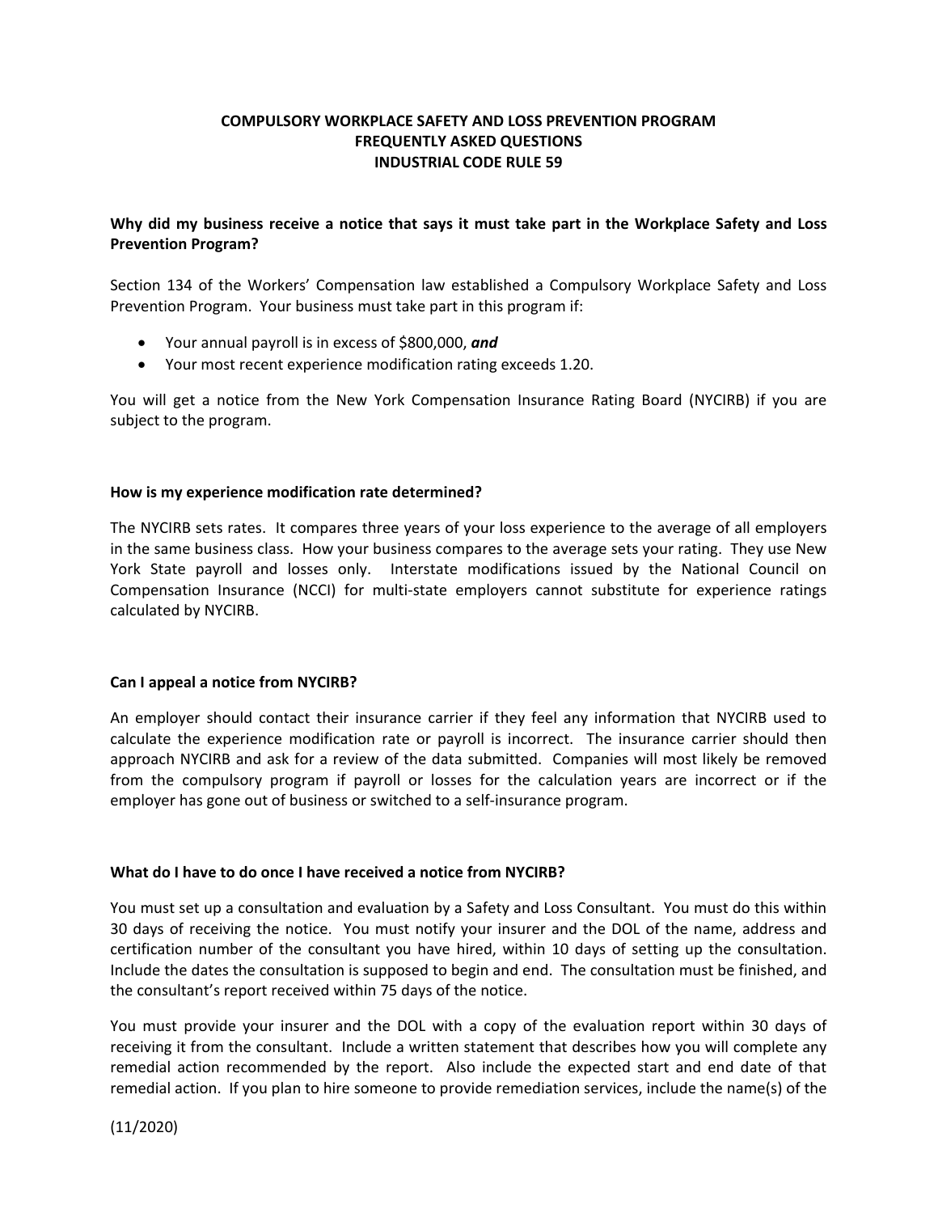# COMPULSORY WORKPLACE SAFETY AND LOSS PREVENTION PROGRAM
# FREQUENTLY ASKED QUESTIONS
# INDUSTRIAL CODE RULE 59

### Why did my business receive a notice that says it must take part in the Workplace Safety and Loss Prevention Program?

Section 134 of the Workers' Compensation law established a Compulsory Workplace Safety and Loss Prevention Program. Your business must take part in this program if:

- Your annual payroll is in excess of $800,000, ***and***
- Your most recent experience modification rating exceeds 1.20.

You will get a notice from the New York Compensation Insurance Rating Board (NYCIRB) if you are subject to the program.

### How is my experience modification rate determined?

The NYCIRB sets rates. It compares three years of your loss experience to the average of all employers in the same business class. How your business compares to the average sets your rating. They use New York State payroll and losses only. Interstate modifications issued by the National Council on Compensation Insurance (NCCI) for multi-state employers cannot substitute for experience ratings calculated by NYCIRB.

### Can I appeal a notice from NYCIRB?

An employer should contact their insurance carrier if they feel any information that NYCIRB used to calculate the experience modification rate or payroll is incorrect. The insurance carrier should then approach NYCIRB and ask for a review of the data submitted. Companies will most likely be removed from the compulsory program if payroll or losses for the calculation years are incorrect or if the employer has gone out of business or switched to a self-insurance program.

### What do I have to do once I have received a notice from NYCIRB?

You must set up a consultation and evaluation by a Safety and Loss Consultant. You must do this within 30 days of receiving the notice. You must notify your insurer and the DOL of the name, address and certification number of the consultant you have hired, within 10 days of setting up the consultation. Include the dates the consultation is supposed to begin and end. The consultation must be finished, and the consultant's report received within 75 days of the notice.

You must provide your insurer and the DOL with a copy of the evaluation report within 30 days of receiving it from the consultant. Include a written statement that describes how you will complete any remedial action recommended by the report. Also include the expected start and end date of that remedial action. If you plan to hire someone to provide remediation services, include the name(s) of the

(11/2020)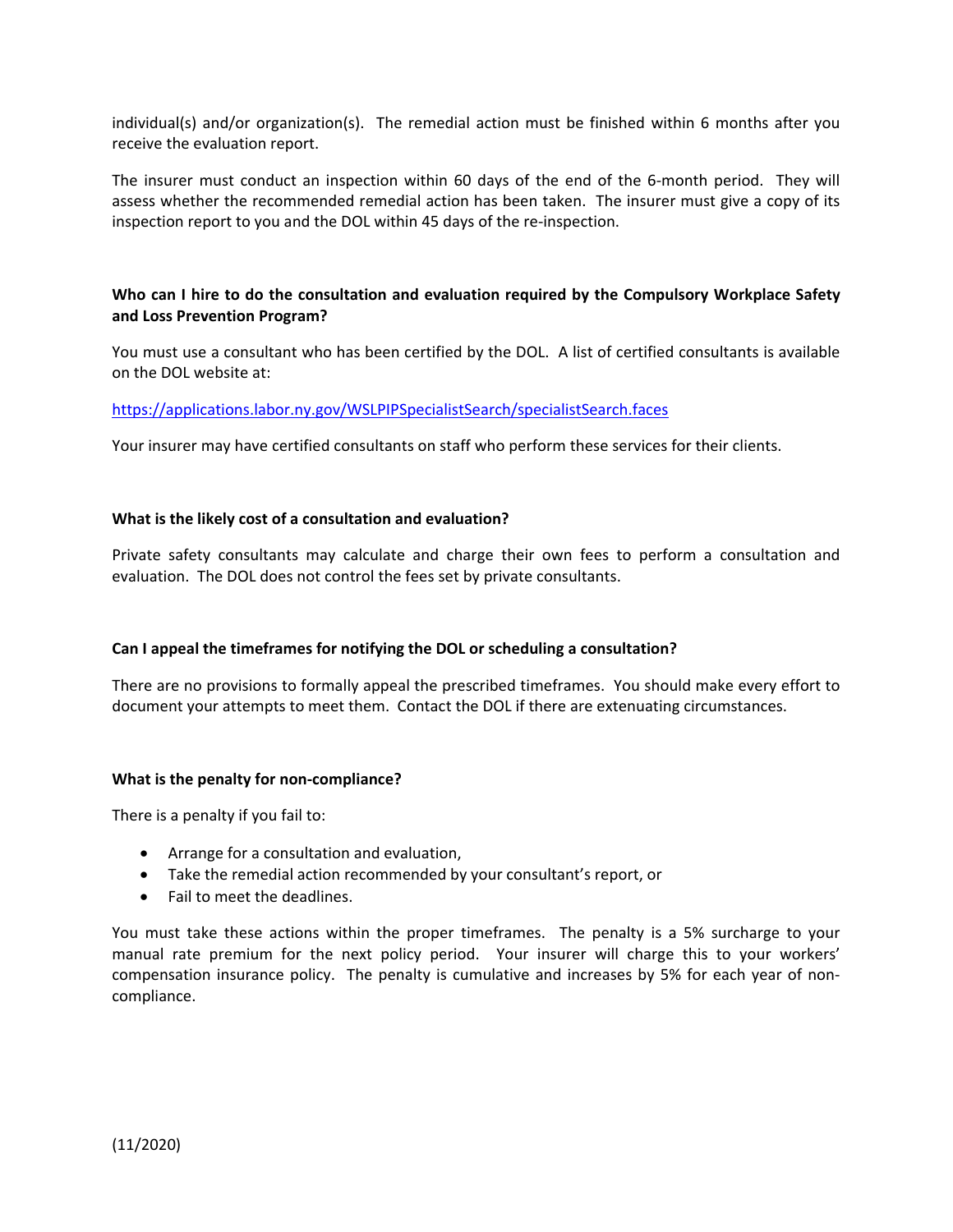individual(s) and/or organization(s). The remedial action must be finished within 6 months after you receive the evaluation report.

The insurer must conduct an inspection within 60 days of the end of the 6-month period. They will assess whether the recommended remedial action has been taken. The insurer must give a copy of its inspection report to you and the DOL within 45 days of the re-inspection.

**Who can I hire to do the consultation and evaluation required by the Compulsory Workplace Safety and Loss Prevention Program?**

You must use a consultant who has been certified by the DOL. A list of certified consultants is available on the DOL website at:

[https://applications.labor.ny.gov/WSLPIPSpecialistSearch/specialistSearch.faces](https://applications.labor.ny.gov/WSLPIPSpecialistSearch/specialistSearch.faces)

Your insurer may have certified consultants on staff who perform these services for their clients.

**What is the likely cost of a consultation and evaluation?**

Private safety consultants may calculate and charge their own fees to perform a consultation and evaluation. The DOL does not control the fees set by private consultants.

**Can I appeal the timeframes for notifying the DOL or scheduling a consultation?**

There are no provisions to formally appeal the prescribed timeframes. You should make every effort to document your attempts to meet them. Contact the DOL if there are extenuating circumstances.

**What is the penalty for non-compliance?**

There is a penalty if you fail to:

- Arrange for a consultation and evaluation,
- Take the remedial action recommended by your consultant's report, or
- Fail to meet the deadlines.

You must take these actions within the proper timeframes. The penalty is a 5% surcharge to your manual rate premium for the next policy period. Your insurer will charge this to your workers' compensation insurance policy. The penalty is cumulative and increases by 5% for each year of non-compliance.

(11/2020)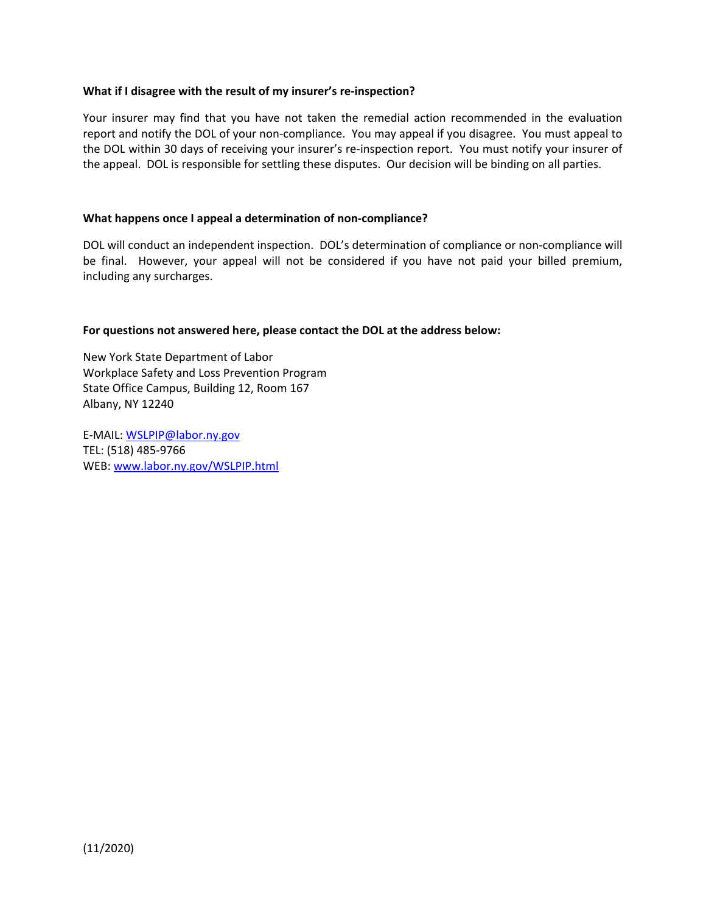**What if I disagree with the result of my insurer's re-inspection?**

Your insurer may find that you have not taken the remedial action recommended in the evaluation report and notify the DOL of your non-compliance. You may appeal if you disagree. You must appeal to the DOL within 30 days of receiving your insurer's re-inspection report. You must notify your insurer of the appeal. DOL is responsible for settling these disputes. Our decision will be binding on all parties.

**What happens once I appeal a determination of non-compliance?**

DOL will conduct an independent inspection. DOL's determination of compliance or non-compliance will be final. However, your appeal will not be considered if you have not paid your billed premium, including any surcharges.

**For questions not answered here, please contact the DOL at the address below:**

New York State Department of Labor
Workplace Safety and Loss Prevention Program
State Office Campus, Building 12, Room 167
Albany, NY 12240

E-MAIL: [WSLPIP@labor.ny.gov](mailto:WSLPIP@labor.ny.gov)
TEL: (518) 485-9766
WEB: [www.labor.ny.gov/WSLPIP.html](http://www.labor.ny.gov/WSLPIP.html)

(11/2020)